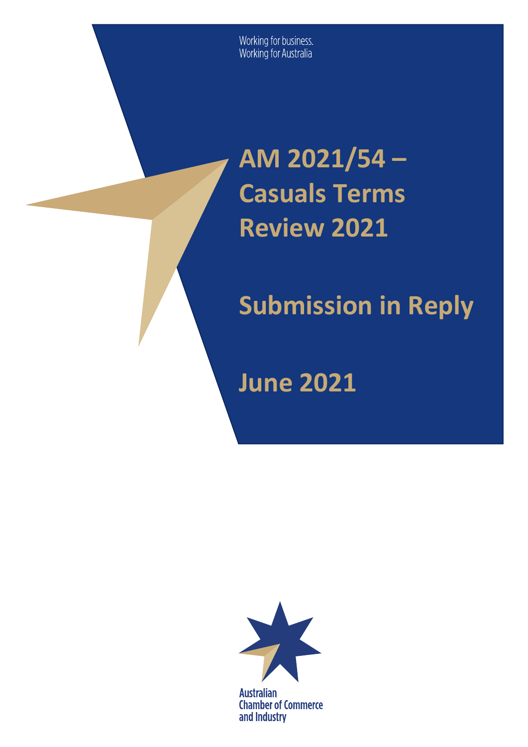Working for business.
Working for Australia

# AM 2021/54 – Casuals Terms Review 2021

# Submission in Reply

# June 2021

Australian Chamber of Commerce and Industry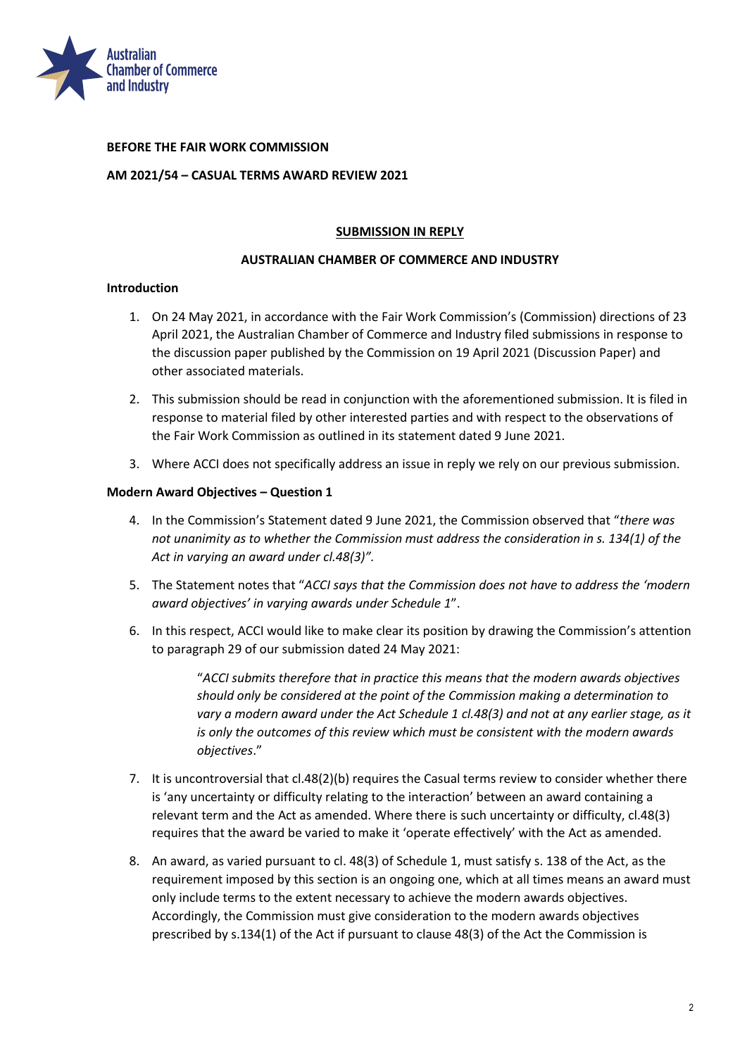**BEFORE THE FAIR WORK COMMISSION**

**AM 2021/54 – CASUAL TERMS AWARD REVIEW 2021**

**SUBMISSION IN REPLY**

**AUSTRALIAN CHAMBER OF COMMERCE AND INDUSTRY**

**Introduction**

1. On 24 May 2021, in accordance with the Fair Work Commission's (Commission) directions of 23 April 2021, the Australian Chamber of Commerce and Industry filed submissions in response to the discussion paper published by the Commission on 19 April 2021 (Discussion Paper) and other associated materials.
2. This submission should be read in conjunction with the aforementioned submission. It is filed in response to material filed by other interested parties and with respect to the observations of the Fair Work Commission as outlined in its statement dated 9 June 2021.
3. Where ACCI does not specifically address an issue in reply we rely on our previous submission.

**Modern Award Objectives – Question 1**

4. In the Commission's Statement dated 9 June 2021, the Commission observed that "*there was not unanimity as to whether the Commission must address the consideration in s. 134(1) of the Act in varying an award under cl.48(3)".*
5. The Statement notes that "*ACCI says that the Commission does not have to address the 'modern award objectives' in varying awards under Schedule 1*".
6. In this respect, ACCI would like to make clear its position by drawing the Commission's attention to paragraph 29 of our submission dated 24 May 2021:

   > "*ACCI submits therefore that in practice this means that the modern awards objectives should only be considered at the point of the Commission making a determination to vary a modern award under the Act Schedule 1 cl.48(3) and not at any earlier stage, as it is only the outcomes of this review which must be consistent with the modern awards objectives*."

7. It is uncontroversial that cl.48(2)(b) requires the Casual terms review to consider whether there is 'any uncertainty or difficulty relating to the interaction' between an award containing a relevant term and the Act as amended. Where there is such uncertainty or difficulty, cl.48(3) requires that the award be varied to make it 'operate effectively' with the Act as amended.
8. An award, as varied pursuant to cl. 48(3) of Schedule 1, must satisfy s. 138 of the Act, as the requirement imposed by this section is an ongoing one, which at all times means an award must only include terms to the extent necessary to achieve the modern awards objectives. Accordingly, the Commission must give consideration to the modern awards objectives prescribed by s.134(1) of the Act if pursuant to clause 48(3) of the Act the Commission is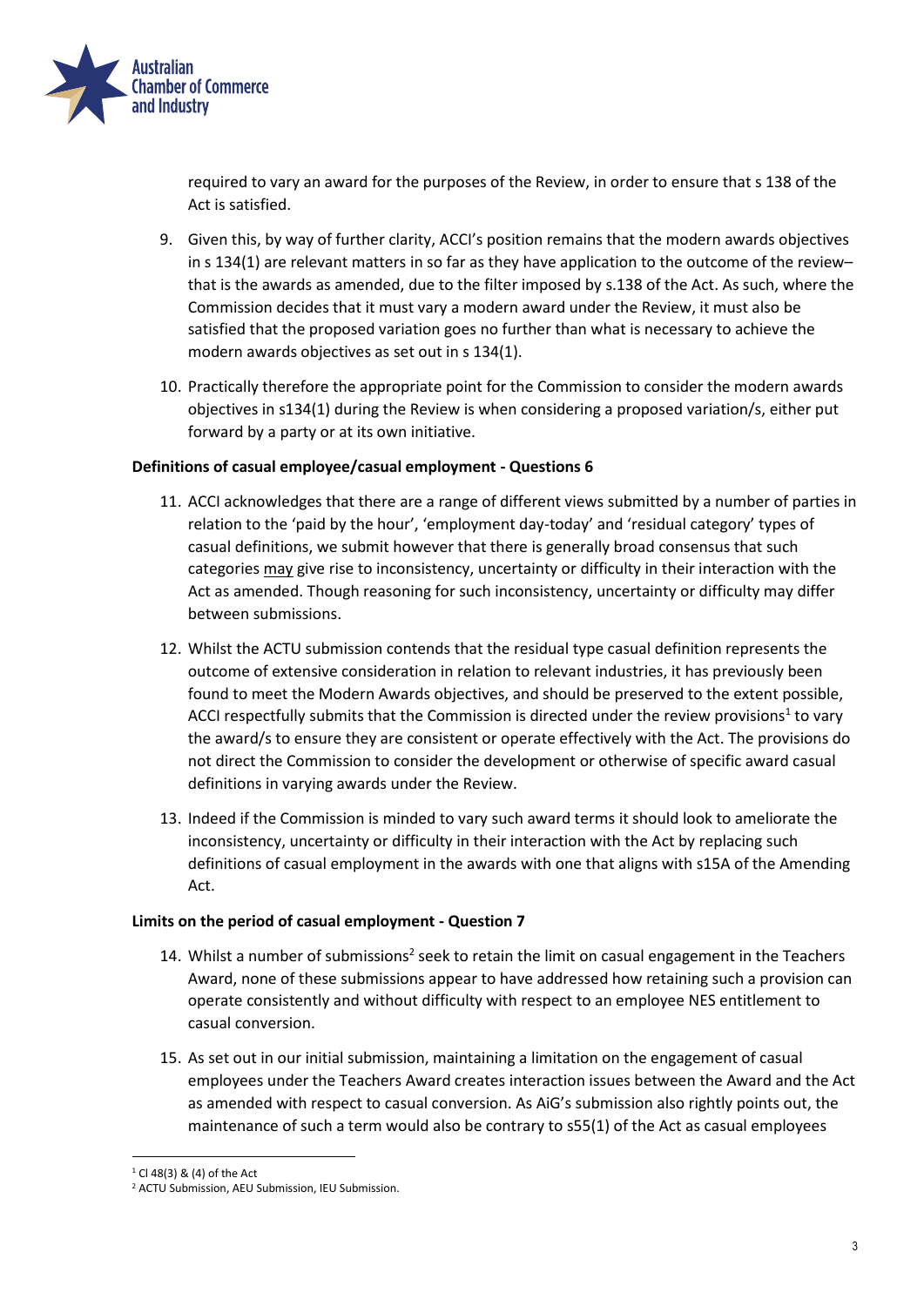required to vary an award for the purposes of the Review, in order to ensure that s 138 of the Act is satisfied.

9. Given this, by way of further clarity, ACCI's position remains that the modern awards objectives in s 134(1) are relevant matters in so far as they have application to the outcome of the review– that is the awards as amended, due to the filter imposed by s.138 of the Act. As such, where the Commission decides that it must vary a modern award under the Review, it must also be satisfied that the proposed variation goes no further than what is necessary to achieve the modern awards objectives as set out in s 134(1).

10. Practically therefore the appropriate point for the Commission to consider the modern awards objectives in s134(1) during the Review is when considering a proposed variation/s, either put forward by a party or at its own initiative.

**Definitions of casual employee/casual employment - Questions 6**

11. ACCI acknowledges that there are a range of different views submitted by a number of parties in relation to the 'paid by the hour', 'employment day-today' and 'residual category' types of casual definitions, we submit however that there is generally broad consensus that such categories may give rise to inconsistency, uncertainty or difficulty in their interaction with the Act as amended. Though reasoning for such inconsistency, uncertainty or difficulty may differ between submissions.

12. Whilst the ACTU submission contends that the residual type casual definition represents the outcome of extensive consideration in relation to relevant industries, it has previously been found to meet the Modern Awards objectives, and should be preserved to the extent possible, ACCI respectfully submits that the Commission is directed under the review provisions[1] to vary the award/s to ensure they are consistent or operate effectively with the Act. The provisions do not direct the Commission to consider the development or otherwise of specific award casual definitions in varying awards under the Review.

13. Indeed if the Commission is minded to vary such award terms it should look to ameliorate the inconsistency, uncertainty or difficulty in their interaction with the Act by replacing such definitions of casual employment in the awards with one that aligns with s15A of the Amending Act.

**Limits on the period of casual employment - Question 7**

14. Whilst a number of submissions[2] seek to retain the limit on casual engagement in the Teachers Award, none of these submissions appear to have addressed how retaining such a provision can operate consistently and without difficulty with respect to an employee NES entitlement to casual conversion.

15. As set out in our initial submission, maintaining a limitation on the engagement of casual employees under the Teachers Award creates interaction issues between the Award and the Act as amended with respect to casual conversion. As AiG's submission also rightly points out, the maintenance of such a term would also be contrary to s55(1) of the Act as casual employees

---

[1] Cl 48(3) & (4) of the Act

[2] ACTU Submission, AEU Submission, IEU Submission.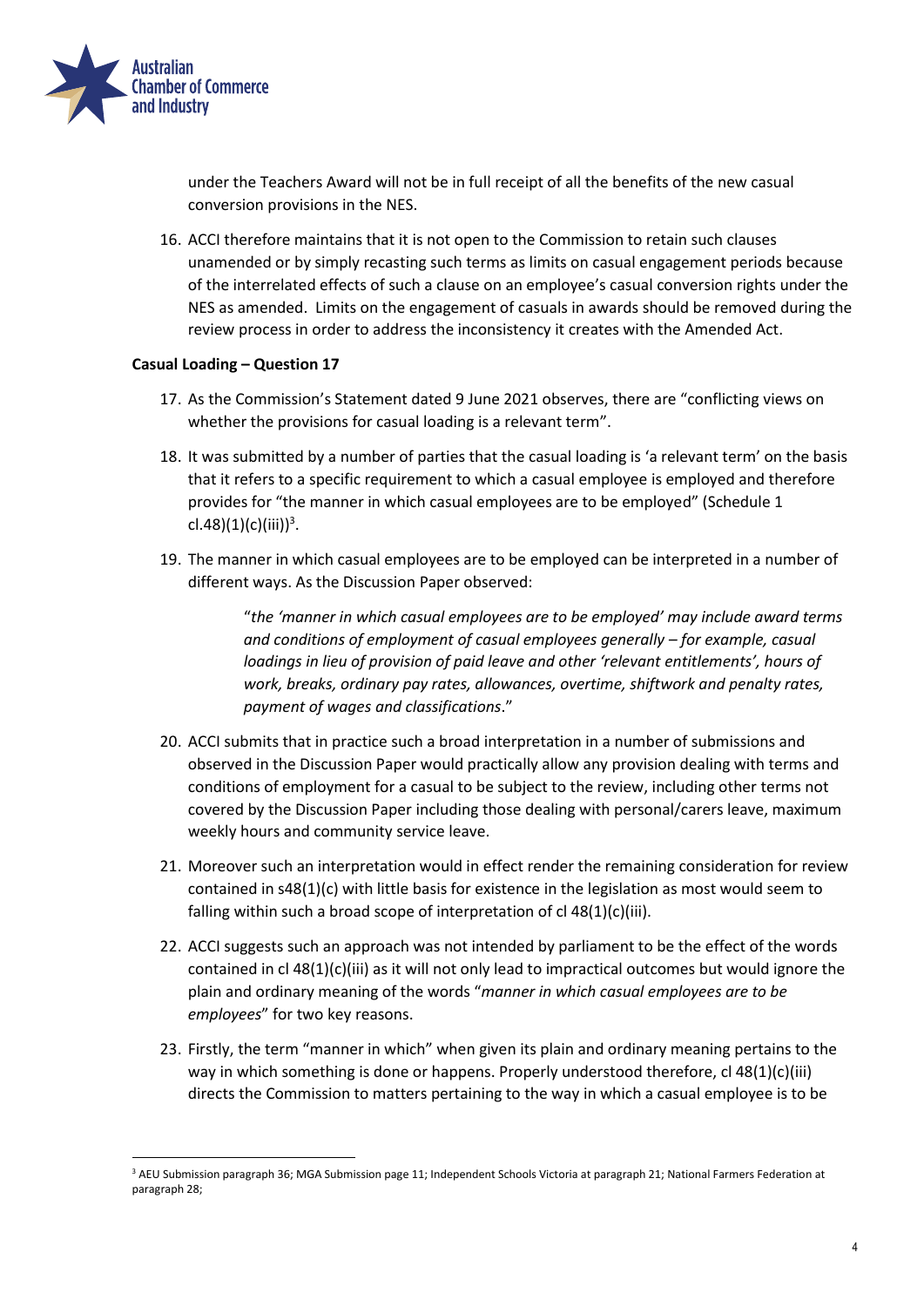under the Teachers Award will not be in full receipt of all the benefits of the new casual conversion provisions in the NES.

16. ACCI therefore maintains that it is not open to the Commission to retain such clauses unamended or by simply recasting such terms as limits on casual engagement periods because of the interrelated effects of such a clause on an employee's casual conversion rights under the NES as amended. Limits on the engagement of casuals in awards should be removed during the review process in order to address the inconsistency it creates with the Amended Act.

**Casual Loading – Question 17**

17. As the Commission's Statement dated 9 June 2021 observes, there are "conflicting views on whether the provisions for casual loading is a relevant term".
18. It was submitted by a number of parties that the casual loading is 'a relevant term' on the basis that it refers to a specific requirement to which a casual employee is employed and therefore provides for "the manner in which casual employees are to be employed" (Schedule 1 cl.48)(1)(c)(iii))[3].
19. The manner in which casual employees are to be employed can be interpreted in a number of different ways. As the Discussion Paper observed:

    > "*the 'manner in which casual employees are to be employed' may include award terms and conditions of employment of casual employees generally – for example, casual loadings in lieu of provision of paid leave and other 'relevant entitlements', hours of work, breaks, ordinary pay rates, allowances, overtime, shiftwork and penalty rates, payment of wages and classifications*."

20. ACCI submits that in practice such a broad interpretation in a number of submissions and observed in the Discussion Paper would practically allow any provision dealing with terms and conditions of employment for a casual to be subject to the review, including other terms not covered by the Discussion Paper including those dealing with personal/carers leave, maximum weekly hours and community service leave.
21. Moreover such an interpretation would in effect render the remaining consideration for review contained in s48(1)(c) with little basis for existence in the legislation as most would seem to falling within such a broad scope of interpretation of cl 48(1)(c)(iii).
22. ACCI suggests such an approach was not intended by parliament to be the effect of the words contained in cl 48(1)(c)(iii) as it will not only lead to impractical outcomes but would ignore the plain and ordinary meaning of the words "*manner in which casual employees are to be employees*" for two key reasons.
23. Firstly, the term "manner in which" when given its plain and ordinary meaning pertains to the way in which something is done or happens. Properly understood therefore, cl 48(1)(c)(iii) directs the Commission to matters pertaining to the way in which a casual employee is to be

---

[3] AEU Submission paragraph 36; MGA Submission page 11; Independent Schools Victoria at paragraph 21; National Farmers Federation at paragraph 28;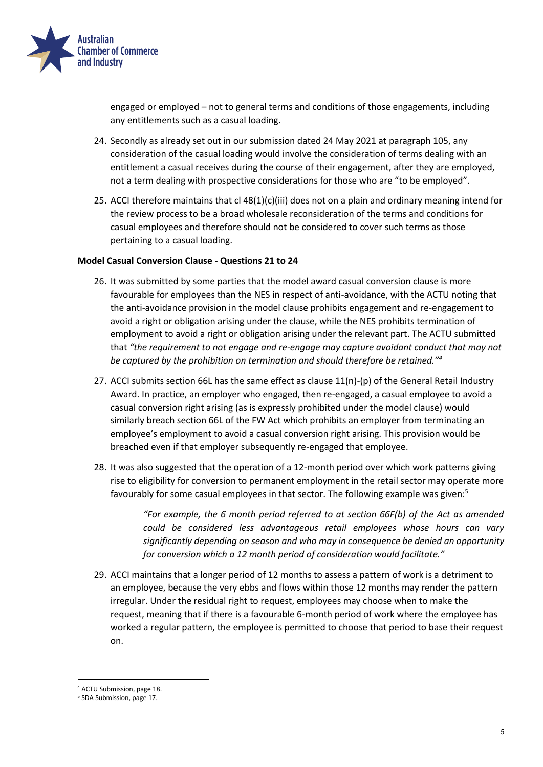engaged or employed – not to general terms and conditions of those engagements, including any entitlements such as a casual loading.

24. Secondly as already set out in our submission dated 24 May 2021 at paragraph 105, any consideration of the casual loading would involve the consideration of terms dealing with an entitlement a casual receives during the course of their engagement, after they are employed, not a term dealing with prospective considerations for those who are "to be employed".

25. ACCI therefore maintains that cl 48(1)(c)(iii) does not on a plain and ordinary meaning intend for the review process to be a broad wholesale reconsideration of the terms and conditions for casual employees and therefore should not be considered to cover such terms as those pertaining to a casual loading.

**Model Casual Conversion Clause - Questions 21 to 24**

26. It was submitted by some parties that the model award casual conversion clause is more favourable for employees than the NES in respect of anti-avoidance, with the ACTU noting that the anti-avoidance provision in the model clause prohibits engagement and re-engagement to avoid a right or obligation arising under the clause, while the NES prohibits termination of employment to avoid a right or obligation arising under the relevant part. The ACTU submitted that *"the requirement to not engage and re-engage may capture avoidant conduct that may not be captured by the prohibition on termination and should therefore be retained."*[4]

27. ACCI submits section 66L has the same effect as clause 11(n)-(p) of the General Retail Industry Award. In practice, an employer who engaged, then re-engaged, a casual employee to avoid a casual conversion right arising (as is expressly prohibited under the model clause) would similarly breach section 66L of the FW Act which prohibits an employer from terminating an employee's employment to avoid a casual conversion right arising. This provision would be breached even if that employer subsequently re-engaged that employee.

28. It was also suggested that the operation of a 12-month period over which work patterns giving rise to eligibility for conversion to permanent employment in the retail sector may operate more favourably for some casual employees in that sector. The following example was given:[5]

> *"For example, the 6 month period referred to at section 66F(b) of the Act as amended could be considered less advantageous retail employees whose hours can vary significantly depending on season and who may in consequence be denied an opportunity for conversion which a 12 month period of consideration would facilitate."*

29. ACCI maintains that a longer period of 12 months to assess a pattern of work is a detriment to an employee, because the very ebbs and flows within those 12 months may render the pattern irregular. Under the residual right to request, employees may choose when to make the request, meaning that if there is a favourable 6-month period of work where the employee has worked a regular pattern, the employee is permitted to choose that period to base their request on.

---

[4] ACTU Submission, page 18.

[5] SDA Submission, page 17.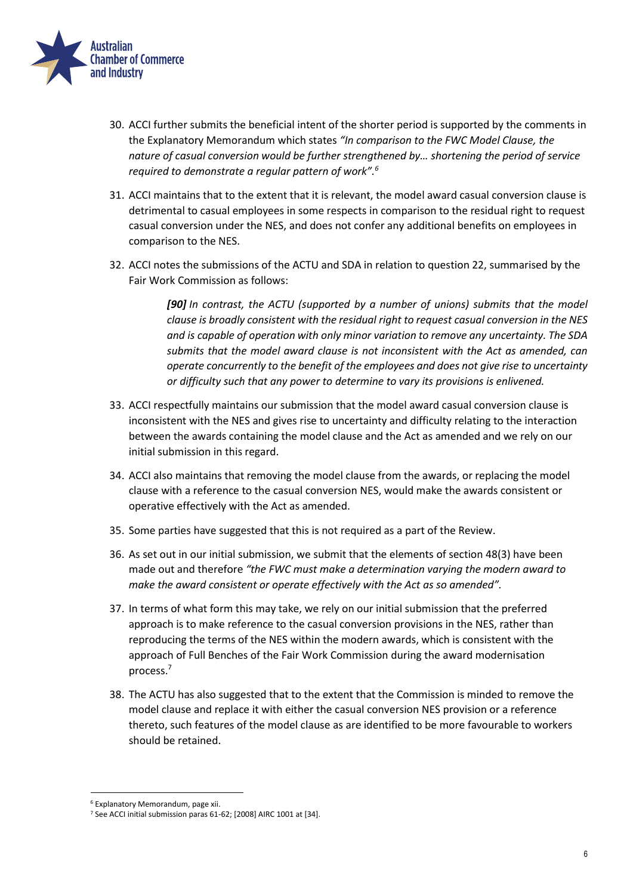30. ACCI further submits the beneficial intent of the shorter period is supported by the comments in the Explanatory Memorandum which states *"In comparison to the FWC Model Clause, the nature of casual conversion would be further strengthened by… shortening the period of service required to demonstrate a regular pattern of work".*[6]

31. ACCI maintains that to the extent that it is relevant, the model award casual conversion clause is detrimental to casual employees in some respects in comparison to the residual right to request casual conversion under the NES, and does not confer any additional benefits on employees in comparison to the NES.

32. ACCI notes the submissions of the ACTU and SDA in relation to question 22, summarised by the Fair Work Commission as follows:

    > ***[90]*** *In contrast, the ACTU (supported by a number of unions) submits that the model clause is broadly consistent with the residual right to request casual conversion in the NES and is capable of operation with only minor variation to remove any uncertainty. The SDA submits that the model award clause is not inconsistent with the Act as amended, can operate concurrently to the benefit of the employees and does not give rise to uncertainty or difficulty such that any power to determine to vary its provisions is enlivened.*

33. ACCI respectfully maintains our submission that the model award casual conversion clause is inconsistent with the NES and gives rise to uncertainty and difficulty relating to the interaction between the awards containing the model clause and the Act as amended and we rely on our initial submission in this regard.

34. ACCI also maintains that removing the model clause from the awards, or replacing the model clause with a reference to the casual conversion NES, would make the awards consistent or operative effectively with the Act as amended.

35. Some parties have suggested that this is not required as a part of the Review.

36. As set out in our initial submission, we submit that the elements of section 48(3) have been made out and therefore *"the FWC must make a determination varying the modern award to make the award consistent or operate effectively with the Act as so amended".*

37. In terms of what form this may take, we rely on our initial submission that the preferred approach is to make reference to the casual conversion provisions in the NES, rather than reproducing the terms of the NES within the modern awards, which is consistent with the approach of Full Benches of the Fair Work Commission during the award modernisation process.[7]

38. The ACTU has also suggested that to the extent that the Commission is minded to remove the model clause and replace it with either the casual conversion NES provision or a reference thereto, such features of the model clause as are identified to be more favourable to workers should be retained.

---

[6] Explanatory Memorandum, page xii.

[7] See ACCI initial submission paras 61-62; [2008] AIRC 1001 at [34].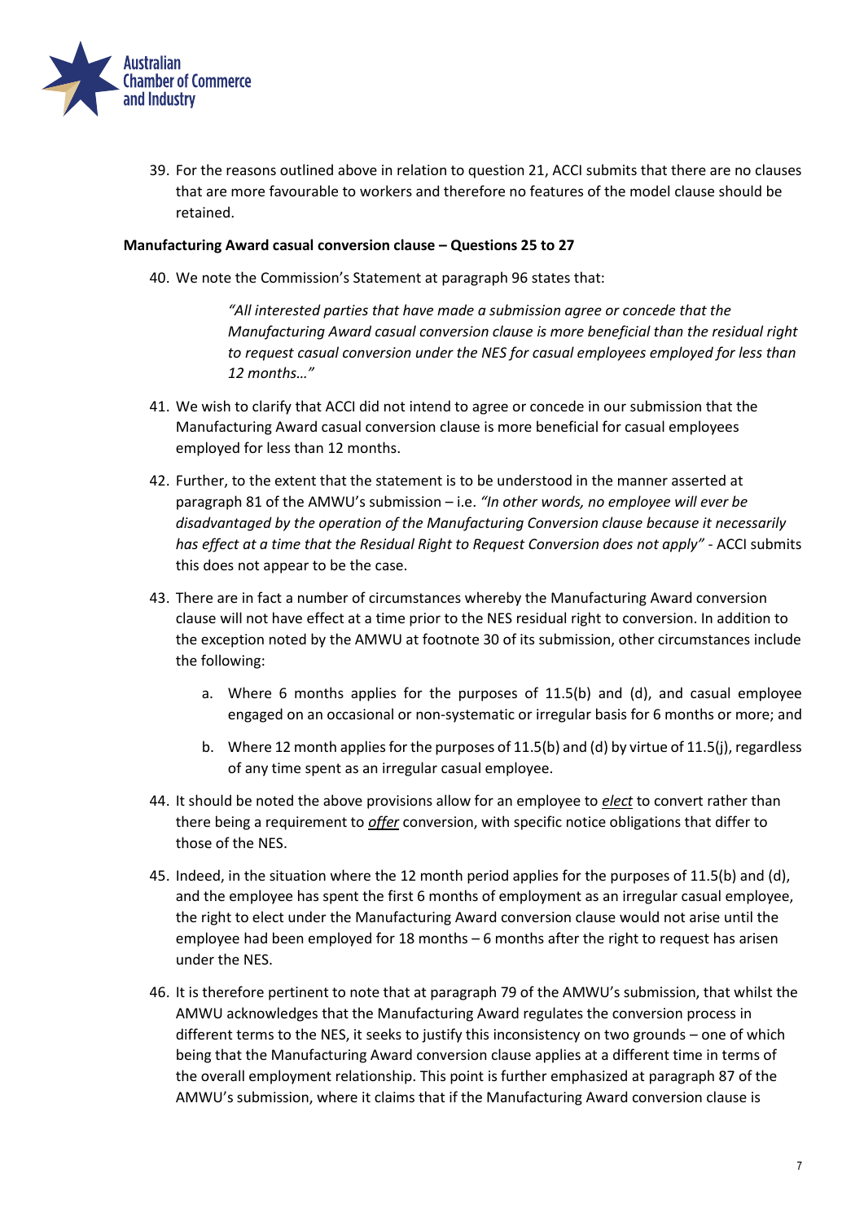39. For the reasons outlined above in relation to question 21, ACCI submits that there are no clauses that are more favourable to workers and therefore no features of the model clause should be retained.

**Manufacturing Award casual conversion clause – Questions 25 to 27**

40. We note the Commission's Statement at paragraph 96 states that:

    > *"All interested parties that have made a submission agree or concede that the Manufacturing Award casual conversion clause is more beneficial than the residual right to request casual conversion under the NES for casual employees employed for less than 12 months…"*

41. We wish to clarify that ACCI did not intend to agree or concede in our submission that the Manufacturing Award casual conversion clause is more beneficial for casual employees employed for less than 12 months.

42. Further, to the extent that the statement is to be understood in the manner asserted at paragraph 81 of the AMWU's submission – i.e. *"In other words, no employee will ever be disadvantaged by the operation of the Manufacturing Conversion clause because it necessarily has effect at a time that the Residual Right to Request Conversion does not apply"* - ACCI submits this does not appear to be the case.

43. There are in fact a number of circumstances whereby the Manufacturing Award conversion clause will not have effect at a time prior to the NES residual right to conversion. In addition to the exception noted by the AMWU at footnote 30 of its submission, other circumstances include the following:

    a. Where 6 months applies for the purposes of 11.5(b) and (d), and casual employee engaged on an occasional or non-systematic or irregular basis for 6 months or more; and

    b. Where 12 month applies for the purposes of 11.5(b) and (d) by virtue of 11.5(j), regardless of any time spent as an irregular casual employee.

44. It should be noted the above provisions allow for an employee to ***elect*** to convert rather than there being a requirement to ***offer*** conversion, with specific notice obligations that differ to those of the NES.

45. Indeed, in the situation where the 12 month period applies for the purposes of 11.5(b) and (d), and the employee has spent the first 6 months of employment as an irregular casual employee, the right to elect under the Manufacturing Award conversion clause would not arise until the employee had been employed for 18 months – 6 months after the right to request has arisen under the NES.

46. It is therefore pertinent to note that at paragraph 79 of the AMWU's submission, that whilst the AMWU acknowledges that the Manufacturing Award regulates the conversion process in different terms to the NES, it seeks to justify this inconsistency on two grounds – one of which being that the Manufacturing Award conversion clause applies at a different time in terms of the overall employment relationship. This point is further emphasized at paragraph 87 of the AMWU's submission, where it claims that if the Manufacturing Award conversion clause is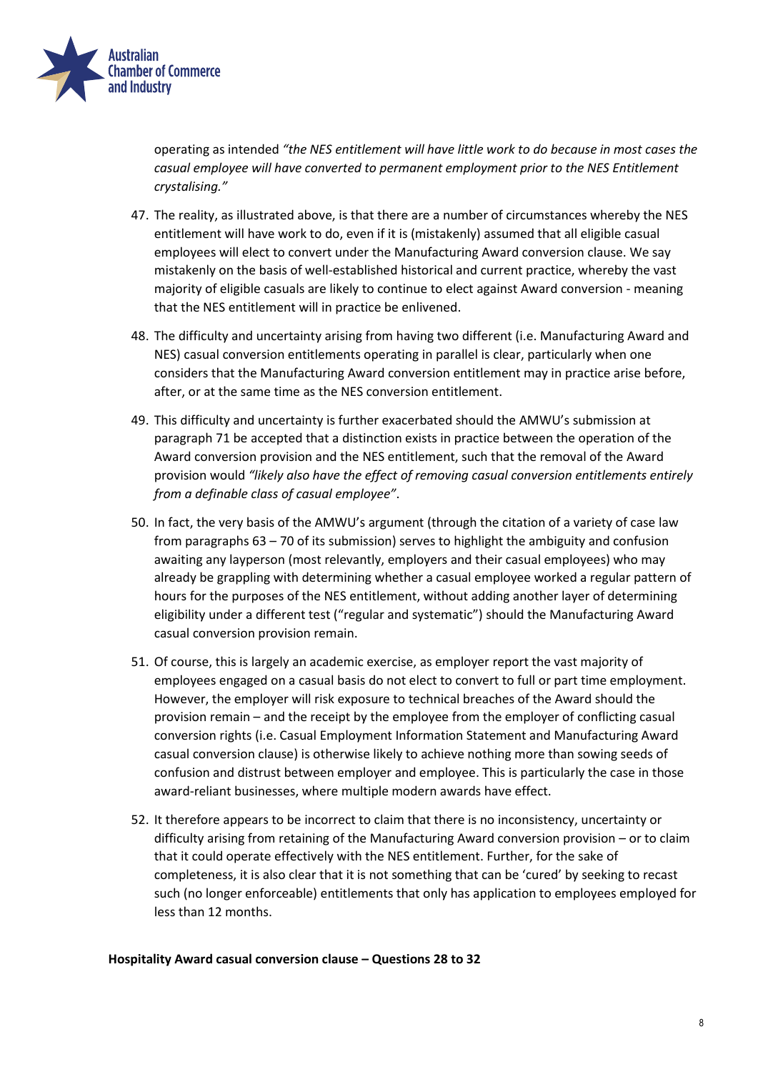operating as intended *"the NES entitlement will have little work to do because in most cases the casual employee will have converted to permanent employment prior to the NES Entitlement crystalising."*

47. The reality, as illustrated above, is that there are a number of circumstances whereby the NES entitlement will have work to do, even if it is (mistakenly) assumed that all eligible casual employees will elect to convert under the Manufacturing Award conversion clause. We say mistakenly on the basis of well-established historical and current practice, whereby the vast majority of eligible casuals are likely to continue to elect against Award conversion - meaning that the NES entitlement will in practice be enlivened.

48. The difficulty and uncertainty arising from having two different (i.e. Manufacturing Award and NES) casual conversion entitlements operating in parallel is clear, particularly when one considers that the Manufacturing Award conversion entitlement may in practice arise before, after, or at the same time as the NES conversion entitlement.

49. This difficulty and uncertainty is further exacerbated should the AMWU's submission at paragraph 71 be accepted that a distinction exists in practice between the operation of the Award conversion provision and the NES entitlement, such that the removal of the Award provision would *"likely also have the effect of removing casual conversion entitlements entirely from a definable class of casual employee"*.

50. In fact, the very basis of the AMWU's argument (through the citation of a variety of case law from paragraphs 63 – 70 of its submission) serves to highlight the ambiguity and confusion awaiting any layperson (most relevantly, employers and their casual employees) who may already be grappling with determining whether a casual employee worked a regular pattern of hours for the purposes of the NES entitlement, without adding another layer of determining eligibility under a different test ("regular and systematic") should the Manufacturing Award casual conversion provision remain.

51. Of course, this is largely an academic exercise, as employer report the vast majority of employees engaged on a casual basis do not elect to convert to full or part time employment. However, the employer will risk exposure to technical breaches of the Award should the provision remain – and the receipt by the employee from the employer of conflicting casual conversion rights (i.e. Casual Employment Information Statement and Manufacturing Award casual conversion clause) is otherwise likely to achieve nothing more than sowing seeds of confusion and distrust between employer and employee. This is particularly the case in those award-reliant businesses, where multiple modern awards have effect.

52. It therefore appears to be incorrect to claim that there is no inconsistency, uncertainty or difficulty arising from retaining of the Manufacturing Award conversion provision – or to claim that it could operate effectively with the NES entitlement. Further, for the sake of completeness, it is also clear that it is not something that can be 'cured' by seeking to recast such (no longer enforceable) entitlements that only has application to employees employed for less than 12 months.

**Hospitality Award casual conversion clause – Questions 28 to 32**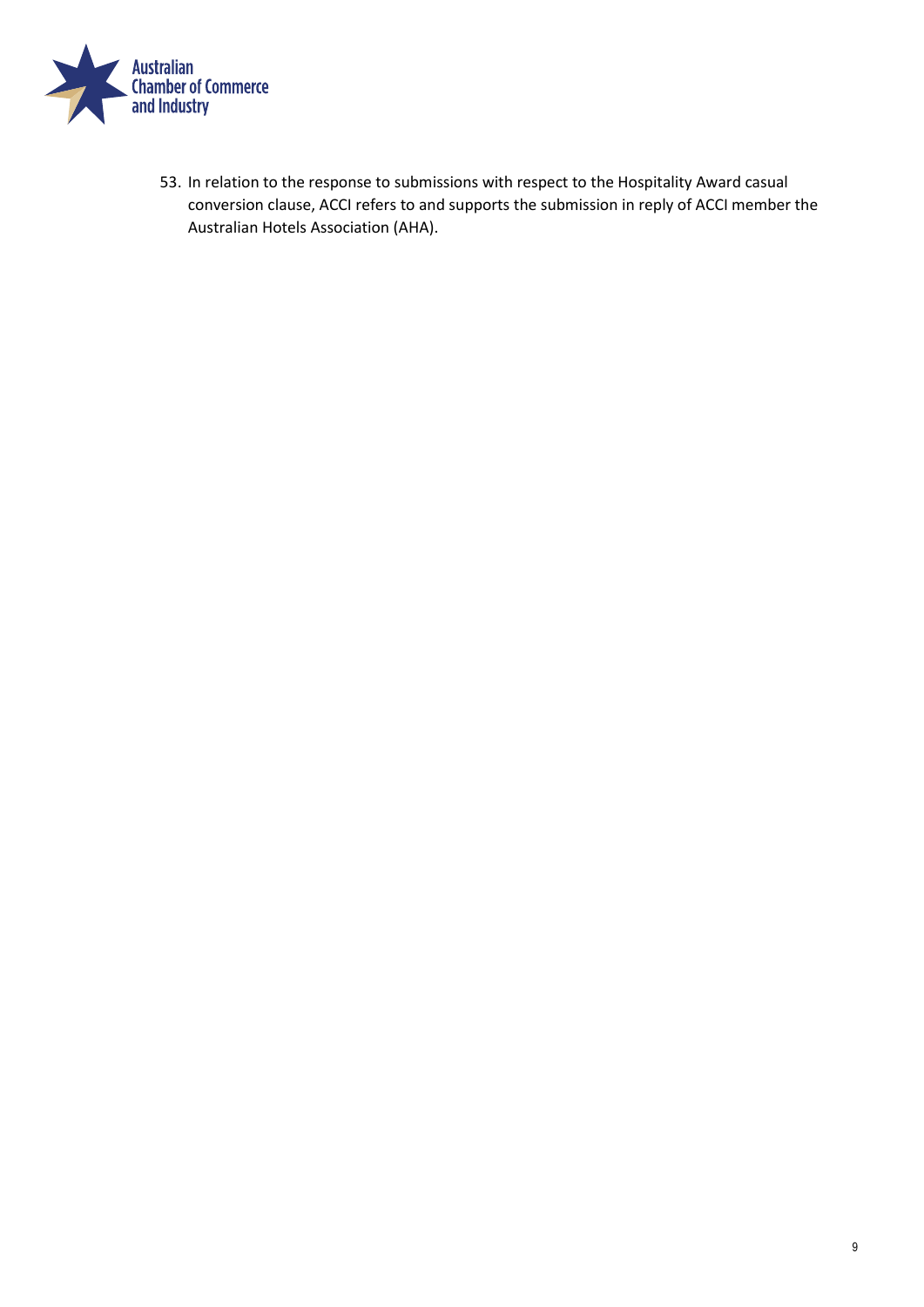53. In relation to the response to submissions with respect to the Hospitality Award casual conversion clause, ACCI refers to and supports the submission in reply of ACCI member the Australian Hotels Association (AHA).